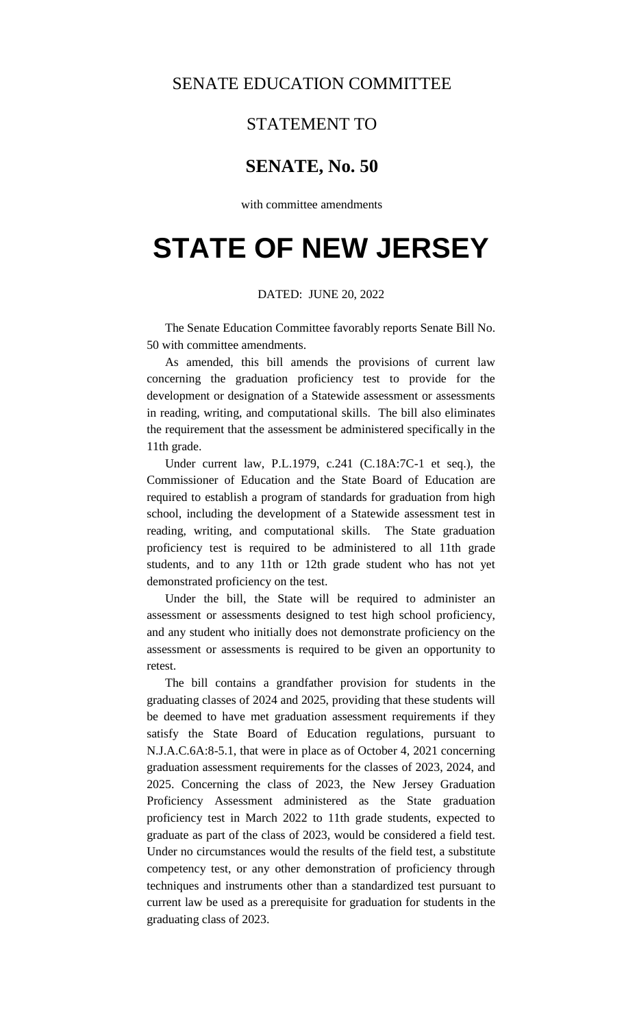SENATE EDUCATION COMMITTEE

STATEMENT TO

## SENATE, No. 50

with committee amendments

# STATE OF NEW JERSEY

DATED: JUNE 20, 2022

The Senate Education Committee favorably reports Senate Bill No. 50 with committee amendments.

As amended, this bill amends the provisions of current law concerning the graduation proficiency test to provide for the development or designation of a Statewide assessment or assessments in reading, writing, and computational skills. The bill also eliminates the requirement that the assessment be administered specifically in the 11th grade.

Under current law, P.L.1979, c.241 (C.18A:7C-1 et seq.), the Commissioner of Education and the State Board of Education are required to establish a program of standards for graduation from high school, including the development of a Statewide assessment test in reading, writing, and computational skills. The State graduation proficiency test is required to be administered to all 11th grade students, and to any 11th or 12th grade student who has not yet demonstrated proficiency on the test.

Under the bill, the State will be required to administer an assessment or assessments designed to test high school proficiency, and any student who initially does not demonstrate proficiency on the assessment or assessments is required to be given an opportunity to retest.

The bill contains a grandfather provision for students in the graduating classes of 2024 and 2025, providing that these students will be deemed to have met graduation assessment requirements if they satisfy the State Board of Education regulations, pursuant to N.J.A.C.6A:8-5.1, that were in place as of October 4, 2021 concerning graduation assessment requirements for the classes of 2023, 2024, and 2025. Concerning the class of 2023, the New Jersey Graduation Proficiency Assessment administered as the State graduation proficiency test in March 2022 to 11th grade students, expected to graduate as part of the class of 2023, would be considered a field test. Under no circumstances would the results of the field test, a substitute competency test, or any other demonstration of proficiency through techniques and instruments other than a standardized test pursuant to current law be used as a prerequisite for graduation for students in the graduating class of 2023.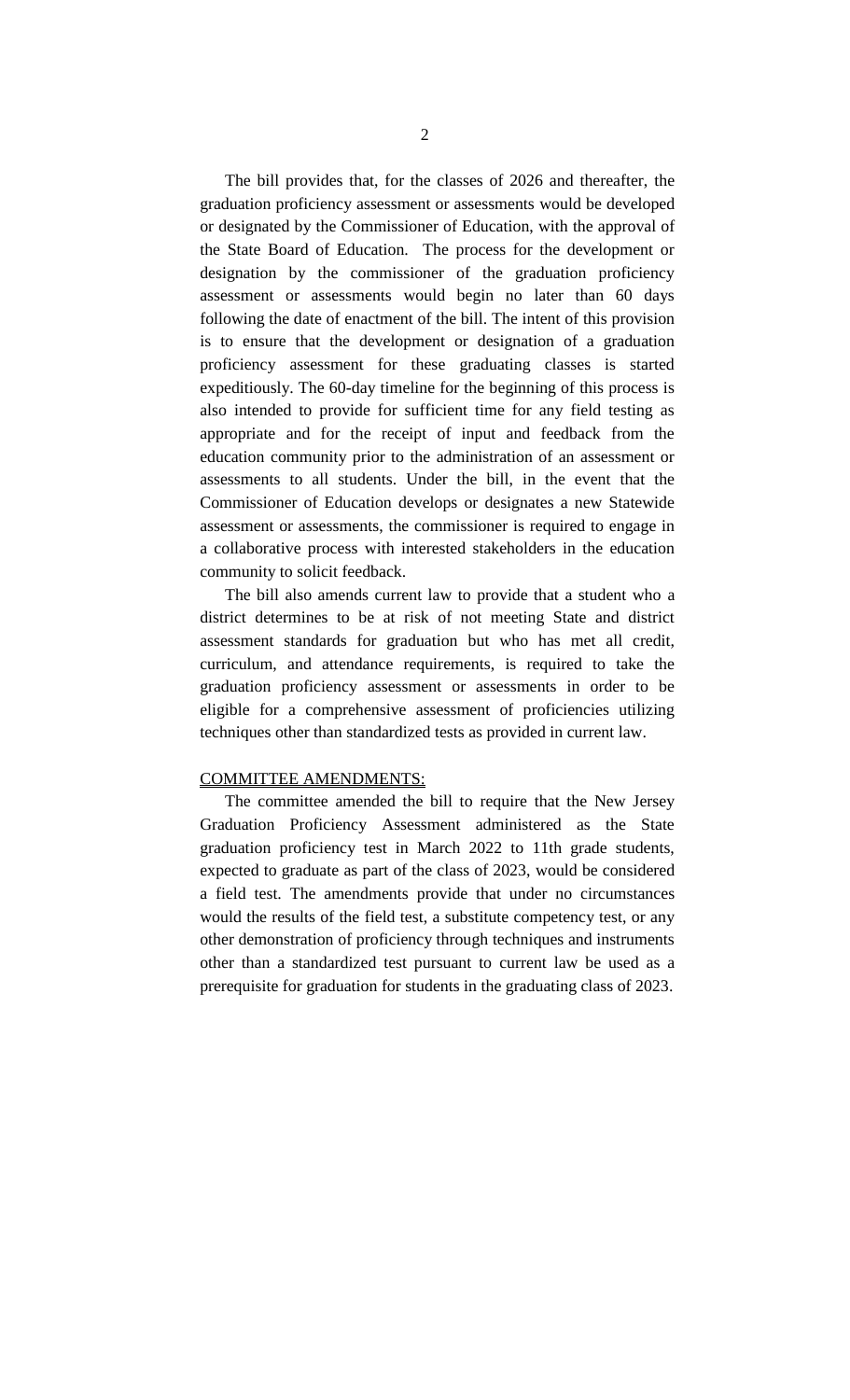The bill provides that, for the classes of 2026 and thereafter, the graduation proficiency assessment or assessments would be developed or designated by the Commissioner of Education, with the approval of the State Board of Education. The process for the development or designation by the commissioner of the graduation proficiency assessment or assessments would begin no later than 60 days following the date of enactment of the bill. The intent of this provision is to ensure that the development or designation of a graduation proficiency assessment for these graduating classes is started expeditiously. The 60-day timeline for the beginning of this process is also intended to provide for sufficient time for any field testing as appropriate and for the receipt of input and feedback from the education community prior to the administration of an assessment or assessments to all students. Under the bill, in the event that the Commissioner of Education develops or designates a new Statewide assessment or assessments, the commissioner is required to engage in a collaborative process with interested stakeholders in the education community to solicit feedback.

The bill also amends current law to provide that a student who a district determines to be at risk of not meeting State and district assessment standards for graduation but who has met all credit, curriculum, and attendance requirements, is required to take the graduation proficiency assessment or assessments in order to be eligible for a comprehensive assessment of proficiencies utilizing techniques other than standardized tests as provided in current law.

COMMITTEE AMENDMENTS:

The committee amended the bill to require that the New Jersey Graduation Proficiency Assessment administered as the State graduation proficiency test in March 2022 to 11th grade students, expected to graduate as part of the class of 2023, would be considered a field test. The amendments provide that under no circumstances would the results of the field test, a substitute competency test, or any other demonstration of proficiency through techniques and instruments other than a standardized test pursuant to current law be used as a prerequisite for graduation for students in the graduating class of 2023.